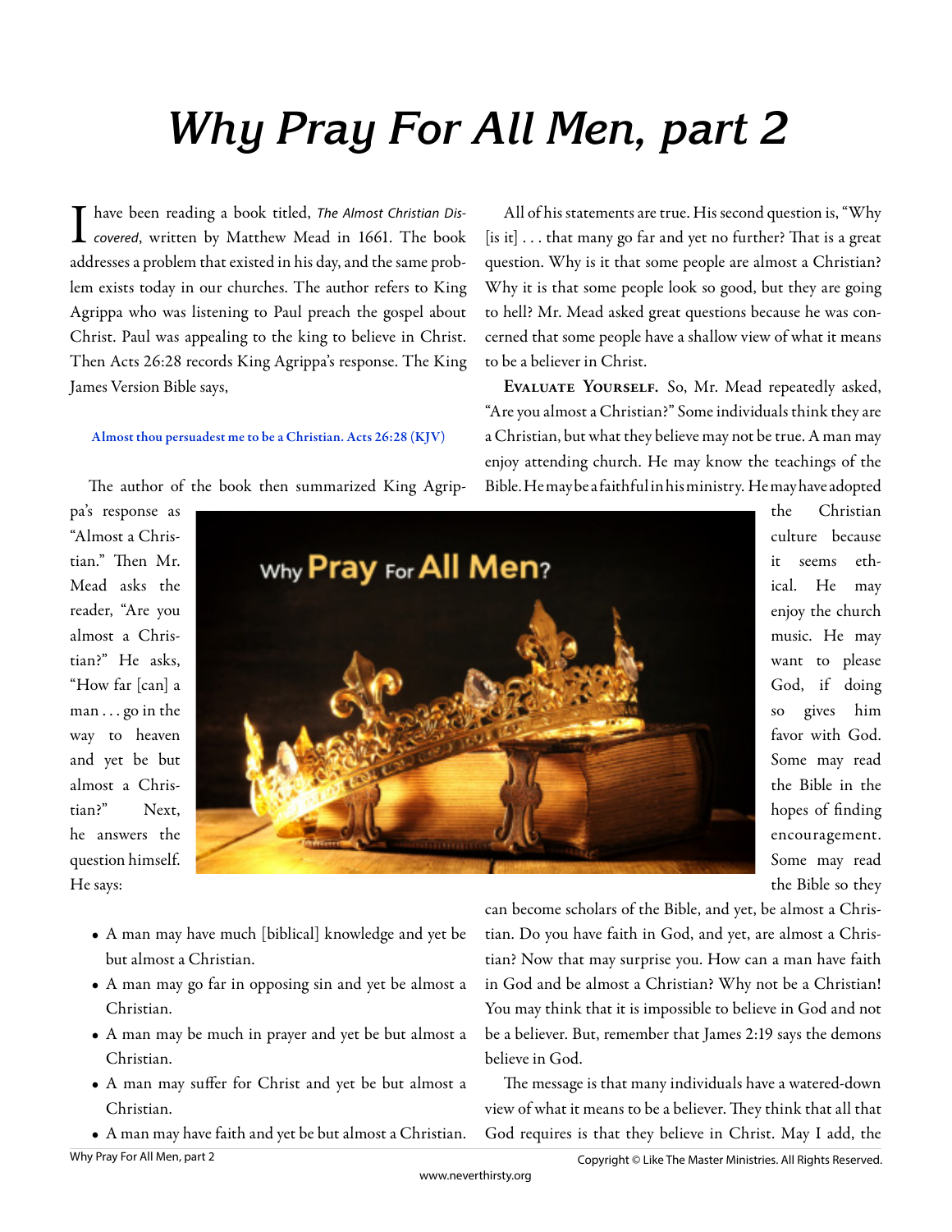# Why Pray For All Men, part 2

I have been reading a book titled, *The Almost Christian Discovered*, written by Matthew Mead in 1661. The book addresses a problem that existed in his day, and the same problem exists today in our churches. The author refers to King Agrippa who was listening to Paul preach the gospel about Christ. Paul was appealing to the king to believe in Christ. Then Acts 26:28 records King Agrippa's response. The King James Version Bible says,

> **Almost thou persuadest me to be a Christian. Acts 26:28 (KJV)**

The author of the book then summarized King Agrippa's response as "Almost a Christian." Then Mr. Mead asks the reader, "Are you almost a Christian?" He asks, "How far [can] a man . . . go in the way to heaven and yet be but almost a Christian?" Next, he answers the question himself. He says:

- A man may have much [biblical] knowledge and yet be but almost a Christian.
- A man may go far in opposing sin and yet be almost a Christian.
- A man may be much in prayer and yet be but almost a Christian.
- A man may suffer for Christ and yet be but almost a Christian.
- A man may have faith and yet be but almost a Christian.

All of his statements are true. His second question is, "Why [is it] . . . that many go far and yet no further? That is a great question. Why is it that some people are almost a Christian? Why it is that some people look so good, but they are going to hell? Mr. Mead asked great questions because he was concerned that some people have a shallow view of what it means to be a believer in Christ.

**Evaluate Yourself.** So, Mr. Mead repeatedly asked, "Are you almost a Christian?" Some individuals think they are a Christian, but what they believe may not be true. A man may enjoy attending church. He may know the teachings of the Bible. He may be a faithful in his ministry. He may have adopted the Christian culture because it seems ethical. He may enjoy the church music. He may want to please God, if doing so gives him favor with God. Some may read the Bible in the hopes of finding encouragement. Some may read the Bible so they can become scholars of the Bible, and yet, be almost a Christian. Do you have faith in God, and yet, are almost a Christian? Now that may surprise you. How can a man have faith in God and be almost a Christian? Why not be a Christian! You may think that it is impossible to believe in God and not be a believer. But, remember that James 2:19 says the demons believe in God.

The message is that many individuals have a watered-down view of what it means to be a believer. They think that all that God requires is that they believe in Christ. May I add, the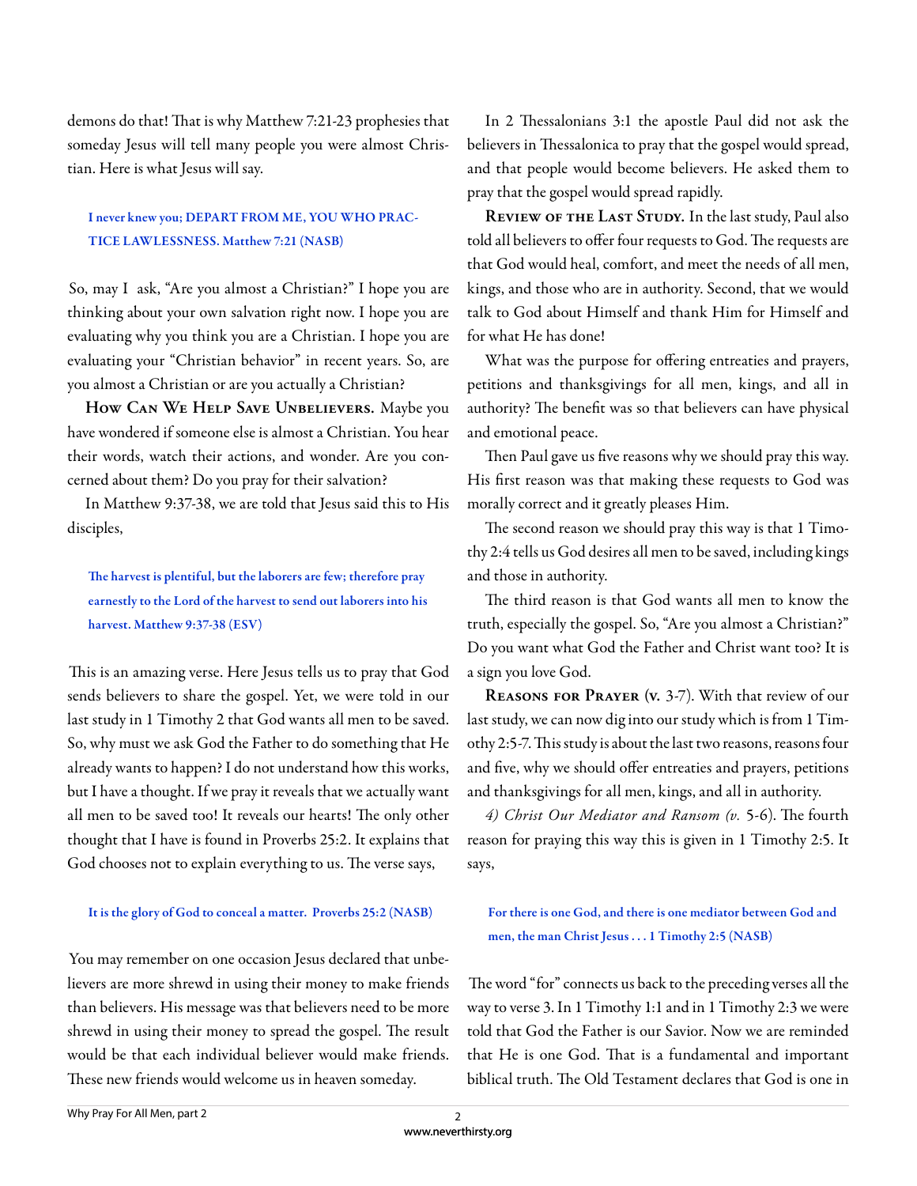demons do that! That is why Matthew 7:21-23 prophesies that someday Jesus will tell many people you were almost Christian. Here is what Jesus will say.

> **I never knew you; DEPART FROM ME, YOU WHO PRACTICE LAWLESSNESS. Matthew 7:21 (NASB)**

So, may I ask, "Are you almost a Christian?" I hope you are thinking about your own salvation right now. I hope you are evaluating why you think you are a Christian. I hope you are evaluating your "Christian behavior" in recent years. So, are you almost a Christian or are you actually a Christian?

**How Can We Help Save Unbelievers.** Maybe you have wondered if someone else is almost a Christian. You hear their words, watch their actions, and wonder. Are you concerned about them? Do you pray for their salvation?

In Matthew 9:37-38, we are told that Jesus said this to His disciples,

> **The harvest is plentiful, but the laborers are few; therefore pray earnestly to the Lord of the harvest to send out laborers into his harvest. Matthew 9:37-38 (ESV)**

This is an amazing verse. Here Jesus tells us to pray that God sends believers to share the gospel. Yet, we were told in our last study in 1 Timothy 2 that God wants all men to be saved. So, why must we ask God the Father to do something that He already wants to happen? I do not understand how this works, but I have a thought. If we pray it reveals that we actually want all men to be saved too! It reveals our hearts! The only other thought that I have is found in Proverbs 25:2. It explains that God chooses not to explain everything to us. The verse says,

> **It is the glory of God to conceal a matter. Proverbs 25:2 (NASB)**

You may remember on one occasion Jesus declared that unbelievers are more shrewd in using their money to make friends than believers. His message was that believers need to be more shrewd in using their money to spread the gospel. The result would be that each individual believer would make friends. These new friends would welcome us in heaven someday.

In 2 Thessalonians 3:1 the apostle Paul did not ask the believers in Thessalonica to pray that the gospel would spread, and that people would become believers. He asked them to pray that the gospel would spread rapidly.

**Review of the Last Study.** In the last study, Paul also told all believers to offer four requests to God. The requests are that God would heal, comfort, and meet the needs of all men, kings, and those who are in authority. Second, that we would talk to God about Himself and thank Him for Himself and for what He has done!

What was the purpose for offering entreaties and prayers, petitions and thanksgivings for all men, kings, and all in authority? The benefit was so that believers can have physical and emotional peace.

Then Paul gave us five reasons why we should pray this way. His first reason was that making these requests to God was morally correct and it greatly pleases Him.

The second reason we should pray this way is that 1 Timothy 2:4 tells us God desires all men to be saved, including kings and those in authority.

The third reason is that God wants all men to know the truth, especially the gospel. So, "Are you almost a Christian?" Do you want what God the Father and Christ want too? It is a sign you love God.

**Reasons for Prayer (v. 3-7).** With that review of our last study, we can now dig into our study which is from 1 Timothy 2:5-7. This study is about the last two reasons, reasons four and five, why we should offer entreaties and prayers, petitions and thanksgivings for all men, kings, and all in authority.

*4) Christ Our Mediator and Ransom (v.* 5-6). The fourth reason for praying this way this is given in 1 Timothy 2:5. It says,

> **For there is one God, and there is one mediator between God and men, the man Christ Jesus . . . 1 Timothy 2:5 (NASB)**

The word "for" connects us back to the preceding verses all the way to verse 3. In 1 Timothy 1:1 and in 1 Timothy 2:3 we were told that God the Father is our Savior. Now we are reminded that He is one God. That is a fundamental and important biblical truth. The Old Testament declares that God is one in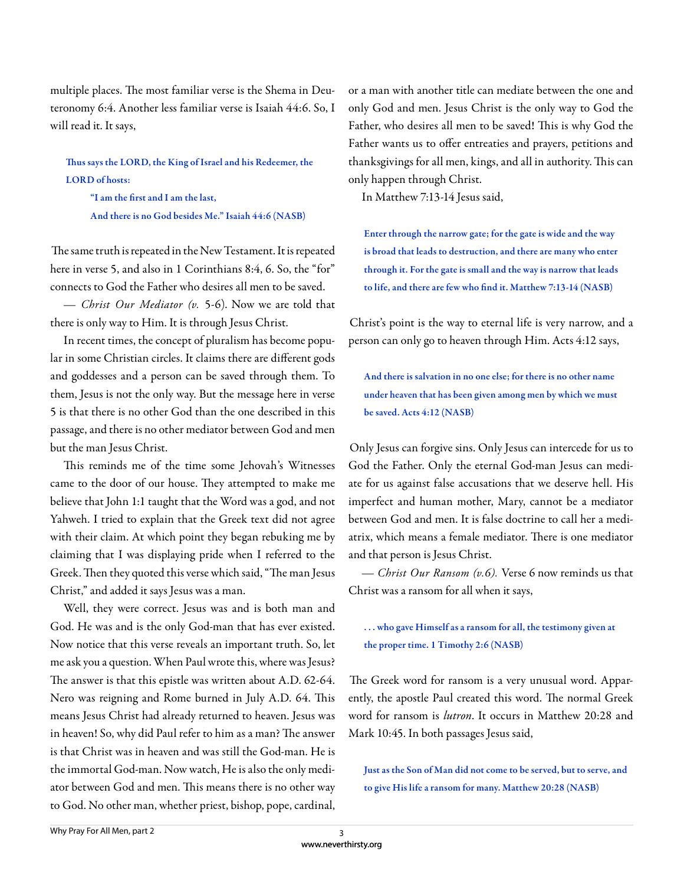multiple places. The most familiar verse is the Shema in Deuteronomy 6:4. Another less familiar verse is Isaiah 44:6. So, I will read it. It says,

> **Thus says the LORD, the King of Israel and his Redeemer, the LORD of hosts:**
>
> **"I am the first and I am the last,**
>
> **And there is no God besides Me." Isaiah 44:6 (NASB)**

The same truth is repeated in the New Testament. It is repeated here in verse 5, and also in 1 Corinthians 8:4, 6. So, the "for" connects to God the Father who desires all men to be saved.

— *Christ Our Mediator (v.* 5-6). Now we are told that there is only way to Him. It is through Jesus Christ.

In recent times, the concept of pluralism has become popular in some Christian circles. It claims there are different gods and goddesses and a person can be saved through them. To them, Jesus is not the only way. But the message here in verse 5 is that there is no other God than the one described in this passage, and there is no other mediator between God and men but the man Jesus Christ.

This reminds me of the time some Jehovah's Witnesses came to the door of our house. They attempted to make me believe that John 1:1 taught that the Word was a god, and not Yahweh. I tried to explain that the Greek text did not agree with their claim. At which point they began rebuking me by claiming that I was displaying pride when I referred to the Greek. Then they quoted this verse which said, "The man Jesus Christ," and added it says Jesus was a man.

Well, they were correct. Jesus was and is both man and God. He was and is the only God-man that has ever existed. Now notice that this verse reveals an important truth. So, let me ask you a question. When Paul wrote this, where was Jesus? The answer is that this epistle was written about A.D. 62-64. Nero was reigning and Rome burned in July A.D. 64. This means Jesus Christ had already returned to heaven. Jesus was in heaven! So, why did Paul refer to him as a man? The answer is that Christ was in heaven and was still the God-man. He is the immortal God-man. Now watch, He is also the only mediator between God and men. This means there is no other way to God. No other man, whether priest, bishop, pope, cardinal, or a man with another title can mediate between the one and only God and men. Jesus Christ is the only way to God the Father, who desires all men to be saved! This is why God the Father wants us to offer entreaties and prayers, petitions and thanksgivings for all men, kings, and all in authority. This can only happen through Christ.

In Matthew 7:13-14 Jesus said,

> **Enter through the narrow gate; for the gate is wide and the way is broad that leads to destruction, and there are many who enter through it. For the gate is small and the way is narrow that leads to life, and there are few who find it. Matthew 7:13-14 (NASB)**

Christ's point is the way to eternal life is very narrow, and a person can only go to heaven through Him. Acts 4:12 says,

> **And there is salvation in no one else; for there is no other name under heaven that has been given among men by which we must be saved. Acts 4:12 (NASB)**

Only Jesus can forgive sins. Only Jesus can intercede for us to God the Father. Only the eternal God-man Jesus can mediate for us against false accusations that we deserve hell. His imperfect and human mother, Mary, cannot be a mediator between God and men. It is false doctrine to call her a mediatrix, which means a female mediator. There is one mediator and that person is Jesus Christ.

— *Christ Our Ransom (v.6).* Verse 6 now reminds us that Christ was a ransom for all when it says,

> **. . . who gave Himself as a ransom for all, the testimony given at the proper time. 1 Timothy 2:6 (NASB)**

The Greek word for ransom is a very unusual word. Apparently, the apostle Paul created this word. The normal Greek word for ransom is *lutron*. It occurs in Matthew 20:28 and Mark 10:45. In both passages Jesus said,

> **Just as the Son of Man did not come to be served, but to serve, and to give His life a ransom for many. Matthew 20:28 (NASB)**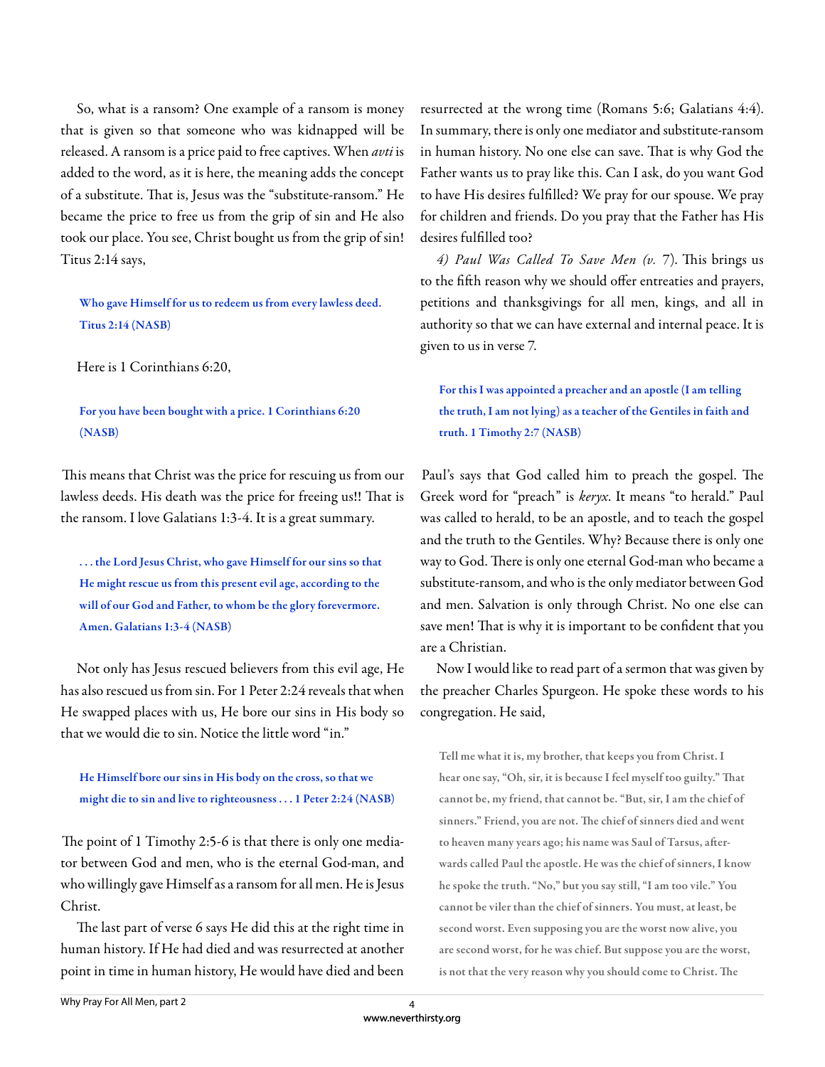So, what is a ransom? One example of a ransom is money that is given so that someone who was kidnapped will be released. A ransom is a price paid to free captives. When *avti* is added to the word, as it is here, the meaning adds the concept of a substitute. That is, Jesus was the "substitute-ransom." He became the price to free us from the grip of sin and He also took our place. You see, Christ bought us from the grip of sin! Titus 2:14 says,

> **Who gave Himself for us to redeem us from every lawless deed. Titus 2:14 (NASB)**

Here is 1 Corinthians 6:20,

> **For you have been bought with a price. 1 Corinthians 6:20 (NASB)**

This means that Christ was the price for rescuing us from our lawless deeds. His death was the price for freeing us!! That is the ransom. I love Galatians 1:3-4. It is a great summary.

> **. . . the Lord Jesus Christ, who gave Himself for our sins so that He might rescue us from this present evil age, according to the will of our God and Father, to whom be the glory forevermore. Amen. Galatians 1:3-4 (NASB)**

Not only has Jesus rescued believers from this evil age, He has also rescued us from sin. For 1 Peter 2:24 reveals that when He swapped places with us, He bore our sins in His body so that we would die to sin. Notice the little word "in."

> **He Himself bore our sins in His body on the cross, so that we might die to sin and live to righteousness . . . 1 Peter 2:24 (NASB)**

The point of 1 Timothy 2:5-6 is that there is only one mediator between God and men, who is the eternal God-man, and who willingly gave Himself as a ransom for all men. He is Jesus Christ.

The last part of verse 6 says He did this at the right time in human history. If He had died and was resurrected at another point in time in human history, He would have died and been resurrected at the wrong time (Romans 5:6; Galatians 4:4). In summary, there is only one mediator and substitute-ransom in human history. No one else can save. That is why God the Father wants us to pray like this. Can I ask, do you want God to have His desires fulfilled? We pray for our spouse. We pray for children and friends. Do you pray that the Father has His desires fulfilled too?

*4) Paul Was Called To Save Men (v. 7).* This brings us to the fifth reason why we should offer entreaties and prayers, petitions and thanksgivings for all men, kings, and all in authority so that we can have external and internal peace. It is given to us in verse 7.

> **For this I was appointed a preacher and an apostle (I am telling the truth, I am not lying) as a teacher of the Gentiles in faith and truth. 1 Timothy 2:7 (NASB)**

Paul's says that God called him to preach the gospel. The Greek word for "preach" is *keryx*. It means "to herald." Paul was called to herald, to be an apostle, and to teach the gospel and the truth to the Gentiles. Why? Because there is only one way to God. There is only one eternal God-man who became a substitute-ransom, and who is the only mediator between God and men. Salvation is only through Christ. No one else can save men! That is why it is important to be confident that you are a Christian.

Now I would like to read part of a sermon that was given by the preacher Charles Spurgeon. He spoke these words to his congregation. He said,

> **Tell me what it is, my brother, that keeps you from Christ. I hear one say, "Oh, sir, it is because I feel myself too guilty." That cannot be, my friend, that cannot be. "But, sir, I am the chief of sinners." Friend, you are not. The chief of sinners died and went to heaven many years ago; his name was Saul of Tarsus, afterwards called Paul the apostle. He was the chief of sinners, I know he spoke the truth. "No," but you say still, "I am too vile." You cannot be viler than the chief of sinners. You must, at least, be second worst. Even supposing you are the worst now alive, you are second worst, for he was chief. But suppose you are the worst, is not that the very reason why you should come to Christ. The**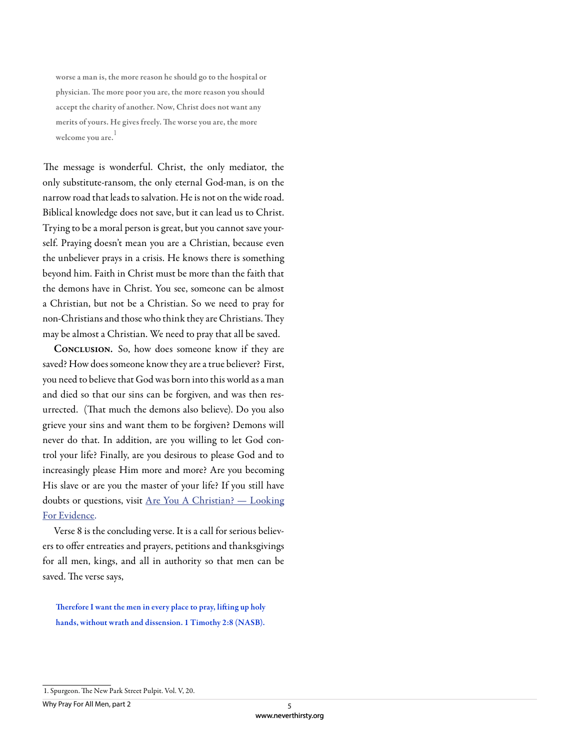> **worse a man is, the more reason he should go to the hospital or physician. The more poor you are, the more reason you should accept the charity of another. Now, Christ does not want any merits of yours. He gives freely. The worse you are, the more welcome you are.**[1]

The message is wonderful. Christ, the only mediator, the only substitute-ransom, the only eternal God-man, is on the narrow road that leads to salvation. He is not on the wide road. Biblical knowledge does not save, but it can lead us to Christ. Trying to be a moral person is great, but you cannot save yourself. Praying doesn't mean you are a Christian, because even the unbeliever prays in a crisis. He knows there is something beyond him. Faith in Christ must be more than the faith that the demons have in Christ. You see, someone can be almost a Christian, but not be a Christian. So we need to pray for non-Christians and those who think they are Christians. They may be almost a Christian. We need to pray that all be saved.

**Conclusion.** So, how does someone know if they are saved? How does someone know they are a true believer? First, you need to believe that God was born into this world as a man and died so that our sins can be forgiven, and was then resurrected. (That much the demons also believe). Do you also grieve your sins and want them to be forgiven? Demons will never do that. In addition, are you willing to let God control your life? Finally, are you desirous to please God and to increasingly please Him more and more? Are you becoming His slave or are you the master of your life? If you still have doubts or questions, visit Are You A Christian? — Looking For Evidence.

Verse 8 is the concluding verse. It is a call for serious believers to offer entreaties and prayers, petitions and thanksgivings for all men, kings, and all in authority so that men can be saved. The verse says,

> **Therefore I want the men in every place to pray, lifting up holy hands, without wrath and dissension. 1 Timothy 2:8 (NASB).**

---

1. Spurgeon. The New Park Street Pulpit. Vol. V, 20.